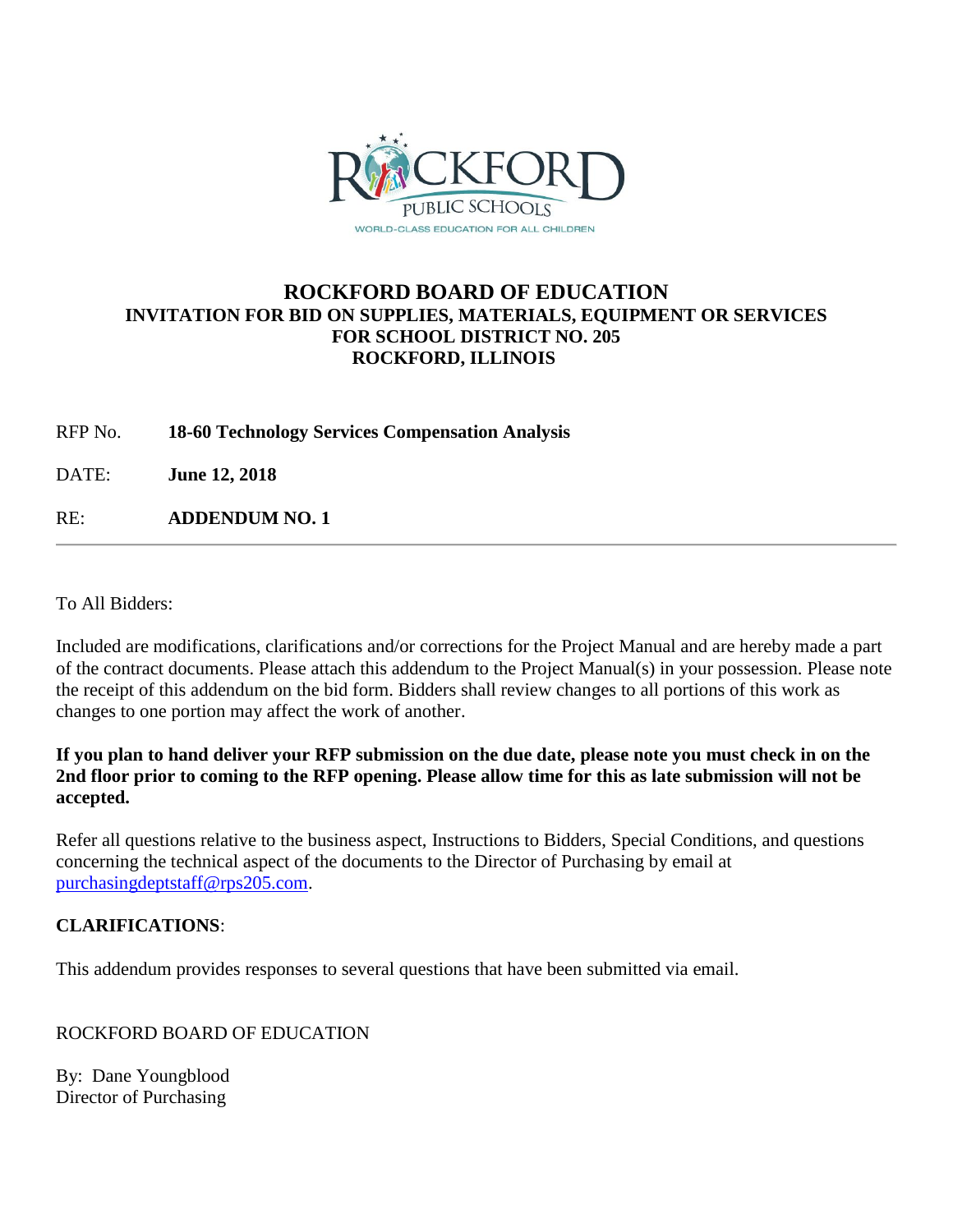ROCKFORD PUBLIC SCHOOLS

WORLD-CLASS EDUCATION FOR ALL CHILDREN

# ROCKFORD BOARD OF EDUCATION

## INVITATION FOR BID ON SUPPLIES, MATERIALS, EQUIPMENT OR SERVICES FOR SCHOOL DISTRICT NO. 205 ROCKFORD, ILLINOIS

RFP No. **18-60 Technology Services Compensation Analysis**

DATE: **June 12, 2018**

RE: **ADDENDUM NO. 1**

---

To All Bidders:

Included are modifications, clarifications and/or corrections for the Project Manual and are hereby made a part of the contract documents. Please attach this addendum to the Project Manual(s) in your possession. Please note the receipt of this addendum on the bid form. Bidders shall review changes to all portions of this work as changes to one portion may affect the work of another.

**If you plan to hand deliver your RFP submission on the due date, please note you must check in on the 2nd floor prior to coming to the RFP opening. Please allow time for this as late submission will not be accepted.**

Refer all questions relative to the business aspect, Instructions to Bidders, Special Conditions, and questions concerning the technical aspect of the documents to the Director of Purchasing by email at purchasingdeptstaff@rps205.com.

**CLARIFICATIONS**:

This addendum provides responses to several questions that have been submitted via email.

ROCKFORD BOARD OF EDUCATION

By: Dane Youngblood
Director of Purchasing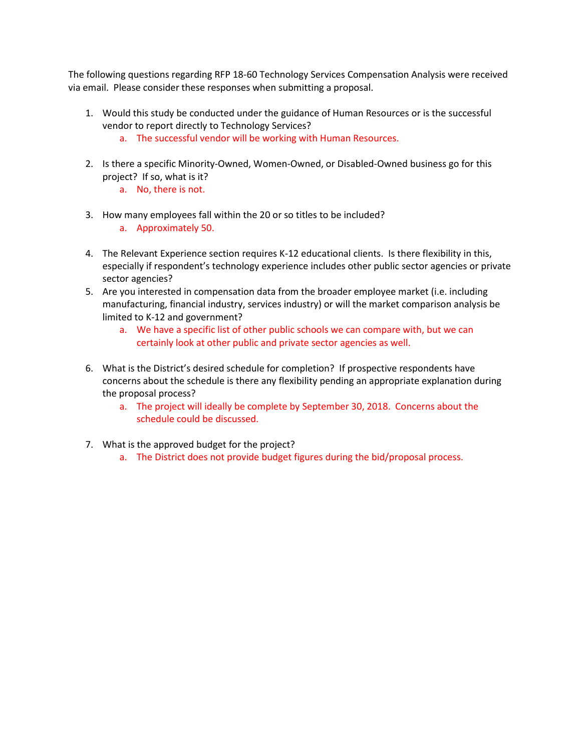The following questions regarding RFP 18-60 Technology Services Compensation Analysis were received via email. Please consider these responses when submitting a proposal.

1. Would this study be conducted under the guidance of Human Resources or is the successful vendor to report directly to Technology Services?
    a. The successful vendor will be working with Human Resources.

2. Is there a specific Minority-Owned, Women-Owned, or Disabled-Owned business go for this project? If so, what is it?
    a. No, there is not.

3. How many employees fall within the 20 or so titles to be included?
    a. Approximately 50.

4. The Relevant Experience section requires K-12 educational clients. Is there flexibility in this, especially if respondent's technology experience includes other public sector agencies or private sector agencies?
5. Are you interested in compensation data from the broader employee market (i.e. including manufacturing, financial industry, services industry) or will the market comparison analysis be limited to K-12 and government?
    a. We have a specific list of other public schools we can compare with, but we can certainly look at other public and private sector agencies as well.

6. What is the District's desired schedule for completion? If prospective respondents have concerns about the schedule is there any flexibility pending an appropriate explanation during the proposal process?
    a. The project will ideally be complete by September 30, 2018. Concerns about the schedule could be discussed.

7. What is the approved budget for the project?
    a. The District does not provide budget figures during the bid/proposal process.